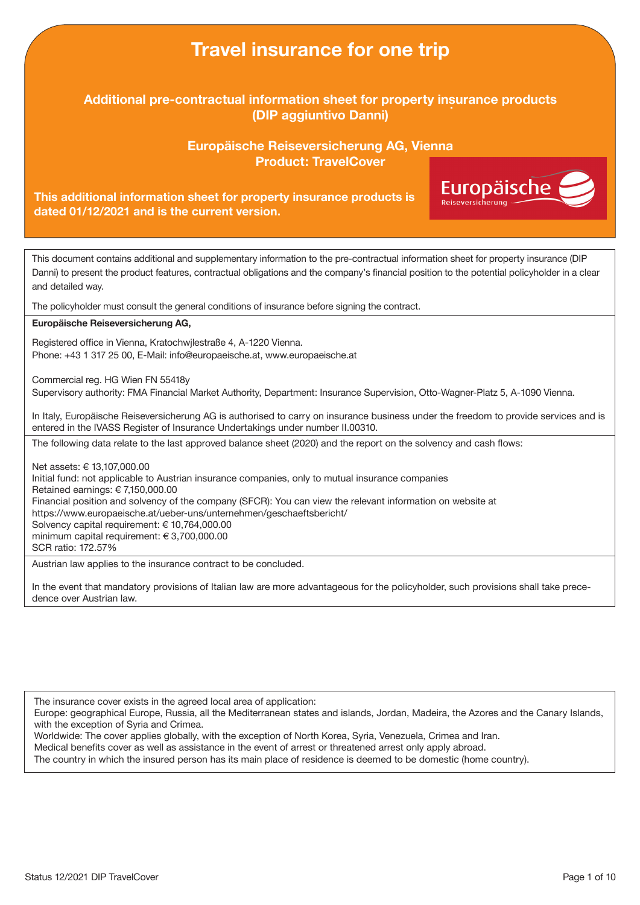# Travel insurance for one trip

## Additional pre-contractual information sheet for property insurance products (DIP aggiuntivo Danni)

## Europäische Reiseversicherung AG, Vienna
## Product: TravelCover

**This additional information sheet for property insurance products is dated 01/12/2021 and is the current version.**

This document contains additional and supplementary information to the pre-contractual information sheet for property insurance (DIP Danni) to present the product features, contractual obligations and the company's financial position to the potential policyholder in a clear and detailed way.

The policyholder must consult the general conditions of insurance before signing the contract.

**Europäische Reiseversicherung AG,**

Registered office in Vienna, Kratochwjlestraße 4, A-1220 Vienna.
Phone: +43 1 317 25 00, E-Mail: info@europaeische.at, www.europaeische.at

Commercial reg. HG Wien FN 55418y
Supervisory authority: FMA Financial Market Authority, Department: Insurance Supervision, Otto-Wagner-Platz 5, A-1090 Vienna.

In Italy, Europäische Reiseversicherung AG is authorised to carry on insurance business under the freedom to provide services and is entered in the IVASS Register of Insurance Undertakings under number II.00310.

The following data relate to the last approved balance sheet (2020) and the report on the solvency and cash flows:

Net assets: € 13,107,000.00
Initial fund: not applicable to Austrian insurance companies, only to mutual insurance companies
Retained earnings: € 7,150,000.00
Financial position and solvency of the company (SFCR): You can view the relevant information on website at https://www.europaeische.at/ueber-uns/unternehmen/geschaeftsbericht/
Solvency capital requirement: € 10,764,000.00
minimum capital requirement: € 3,700,000.00
SCR ratio: 172.57%

Austrian law applies to the insurance contract to be concluded.

In the event that mandatory provisions of Italian law are more advantageous for the policyholder, such provisions shall take precedence over Austrian law.

The insurance cover exists in the agreed local area of application:
Europe: geographical Europe, Russia, all the Mediterranean states and islands, Jordan, Madeira, the Azores and the Canary Islands, with the exception of Syria and Crimea.
Worldwide: The cover applies globally, with the exception of North Korea, Syria, Venezuela, Crimea and Iran.
Medical benefits cover as well as assistance in the event of arrest or threatened arrest only apply abroad.
The country in which the insured person has its main place of residence is deemed to be domestic (home country).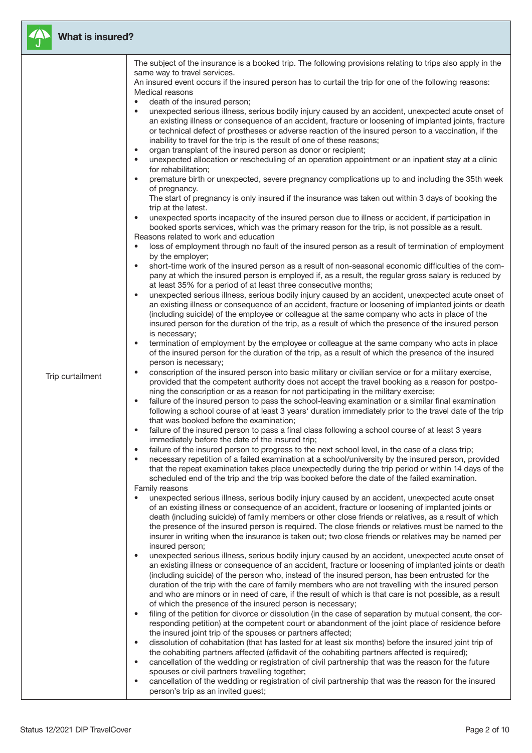## What is insured?

| | |
|---|---|
| Trip curtailment | The subject of the insurance is a booked trip. The following provisions relating to trips also apply in the same way to travel services.<br>An insured event occurs if the insured person has to curtail the trip for one of the following reasons:<br>Medical reasons<br>• death of the insured person;<br>• unexpected serious illness, serious bodily injury caused by an accident, unexpected acute onset of an existing illness or consequence of an accident, fracture or loosening of implanted joints, fracture or technical defect of prostheses or adverse reaction of the insured person to a vaccination, if the inability to travel for the trip is the result of one of these reasons;<br>• organ transplant of the insured person as donor or recipient;<br>• unexpected allocation or rescheduling of an operation appointment or an inpatient stay at a clinic for rehabilitation;<br>• premature birth or unexpected, severe pregnancy complications up to and including the 35th week of pregnancy.<br>The start of pregnancy is only insured if the insurance was taken out within 3 days of booking the trip at the latest.<br>• unexpected sports incapacity of the insured person due to illness or accident, if participation in booked sports services, which was the primary reason for the trip, is not possible as a result.<br>Reasons related to work and education<br>• loss of employment through no fault of the insured person as a result of termination of employment by the employer;<br>• short-time work of the insured person as a result of non-seasonal economic difficulties of the company at which the insured person is employed if, as a result, the regular gross salary is reduced by at least 35% for a period of at least three consecutive months;<br>• unexpected serious illness, serious bodily injury caused by an accident, unexpected acute onset of an existing illness or consequence of an accident, fracture or loosening of implanted joints or death (including suicide) of the employee or colleague at the same company who acts in place of the insured person for the duration of the trip, as a result of which the presence of the insured person is necessary;<br>• termination of employment by the employee or colleague at the same company who acts in place of the insured person for the duration of the trip, as a result of which the presence of the insured person is necessary;<br>• conscription of the insured person into basic military or civilian service or for a military exercise, provided that the competent authority does not accept the travel booking as a reason for postponing the conscription or as a reason for not participating in the military exercise;<br>• failure of the insured person to pass the school-leaving examination or a similar final examination following a school course of at least 3 years' duration immediately prior to the travel date of the trip that was booked before the examination;<br>• failure of the insured person to pass a final class following a school course of at least 3 years immediately before the date of the insured trip;<br>• failure of the insured person to progress to the next school level, in the case of a class trip;<br>• necessary repetition of a failed examination at a school/university by the insured person, provided that the repeat examination takes place unexpectedly during the trip period or within 14 days of the scheduled end of the trip and the trip was booked before the date of the failed examination.<br>Family reasons<br>• unexpected serious illness, serious bodily injury caused by an accident, unexpected acute onset of an existing illness or consequence of an accident, fracture or loosening of implanted joints or death (including suicide) of family members or other close friends or relatives, as a result of which the presence of the insured person is required. The close friends or relatives must be named to the insurer in writing when the insurance is taken out; two close friends or relatives may be named per insured person;<br>• unexpected serious illness, serious bodily injury caused by an accident, unexpected acute onset of an existing illness or consequence of an accident, fracture or loosening of implanted joints or death (including suicide) of the person who, instead of the insured person, has been entrusted for the duration of the trip with the care of family members who are not travelling with the insured person and who are minors or in need of care, if the result of which is that care is not possible, as a result of which the presence of the insured person is necessary;<br>• filing of the petition for divorce or dissolution (in the case of separation by mutual consent, the corresponding petition) at the competent court or abandonment of the joint place of residence before the insured joint trip of the spouses or partners affected;<br>• dissolution of cohabitation (that has lasted for at least six months) before the insured joint trip of the cohabiting partners affected (affidavit of the cohabiting partners affected is required);<br>• cancellation of the wedding or registration of civil partnership that was the reason for the future spouses or civil partners travelling together;<br>• cancellation of the wedding or registration of civil partnership that was the reason for the insured person's trip as an invited guest; |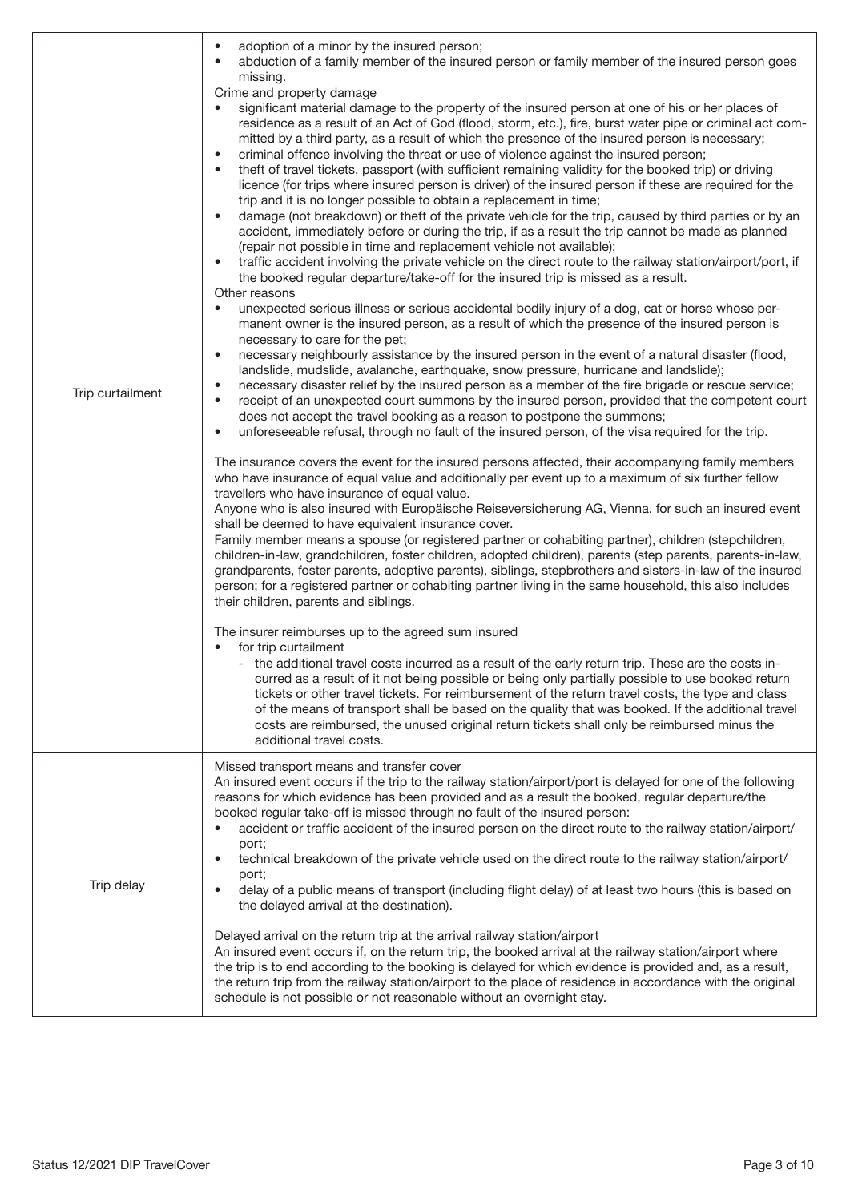| | |
|---|---|
| Trip curtailment | • adoption of a minor by the insured person;<br>• abduction of a family member of the insured person or family member of the insured person goes missing.<br>Crime and property damage<br>• significant material damage to the property of the insured person at one of his or her places of residence as a result of an Act of God (flood, storm, etc.), fire, burst water pipe or criminal act committed by a third party, as a result of which the presence of the insured person is necessary;<br>• criminal offence involving the threat or use of violence against the insured person;<br>• theft of travel tickets, passport (with sufficient remaining validity for the booked trip) or driving licence (for trips where insured person is driver) of the insured person if these are required for the trip and it is no longer possible to obtain a replacement in time;<br>• damage (not breakdown) or theft of the private vehicle for the trip, caused by third parties or by an accident, immediately before or during the trip, if as a result the trip cannot be made as planned (repair not possible in time and replacement vehicle not available);<br>• traffic accident involving the private vehicle on the direct route to the railway station/airport/port, if the booked regular departure/take-off for the insured trip is missed as a result.<br>Other reasons<br>• unexpected serious illness or serious accidental bodily injury of a dog, cat or horse whose permanent owner is the insured person, as a result of which the presence of the insured person is necessary to care for the pet;<br>• necessary neighbourly assistance by the insured person in the event of a natural disaster (flood, landslide, mudslide, avalanche, earthquake, snow pressure, hurricane and landslide);<br>• necessary disaster relief by the insured person as a member of the fire brigade or rescue service;<br>• receipt of an unexpected court summons by the insured person, provided that the competent court does not accept the travel booking as a reason to postpone the summons;<br>• unforeseeable refusal, through no fault of the insured person, of the visa required for the trip.<br><br>The insurance covers the event for the insured persons affected, their accompanying family members who have insurance of equal value and additionally per event up to a maximum of six further fellow travellers who have insurance of equal value.<br>Anyone who is also insured with Europäische Reiseversicherung AG, Vienna, for such an insured event shall be deemed to have equivalent insurance cover.<br>Family member means a spouse (or registered partner or cohabiting partner), children (stepchildren, children-in-law, grandchildren, foster children, adopted children), parents (step parents, parents-in-law, grandparents, foster parents, adoptive parents), siblings, stepbrothers and sisters-in-law of the insured person; for a registered partner or cohabiting partner living in the same household, this also includes their children, parents and siblings.<br><br>The insurer reimburses up to the agreed sum insured<br>• for trip curtailment<br>- the additional travel costs incurred as a result of the early return trip. These are the costs incurred as a result of it not being possible or being only partially possible to use booked return tickets or other travel tickets. For reimbursement of the return travel costs, the type and class of the means of transport shall be based on the quality that was booked. If the additional travel costs are reimbursed, the unused original return tickets shall only be reimbursed minus the additional travel costs. |
| Trip delay | Missed transport means and transfer cover<br>An insured event occurs if the trip to the railway station/airport/port is delayed for one of the following reasons for which evidence has been provided and as a result the booked, regular departure/the booked regular take-off is missed through no fault of the insured person:<br>• accident or traffic accident of the insured person on the direct route to the railway station/airport/port;<br>• technical breakdown of the private vehicle used on the direct route to the railway station/airport/port;<br>• delay of a public means of transport (including flight delay) of at least two hours (this is based on the delayed arrival at the destination).<br><br>Delayed arrival on the return trip at the arrival railway station/airport<br>An insured event occurs if, on the return trip, the booked arrival at the railway station/airport where the trip is to end according to the booking is delayed for which evidence is provided and, as a result, the return trip from the railway station/airport to the place of residence in accordance with the original schedule is not possible or not reasonable without an overnight stay. |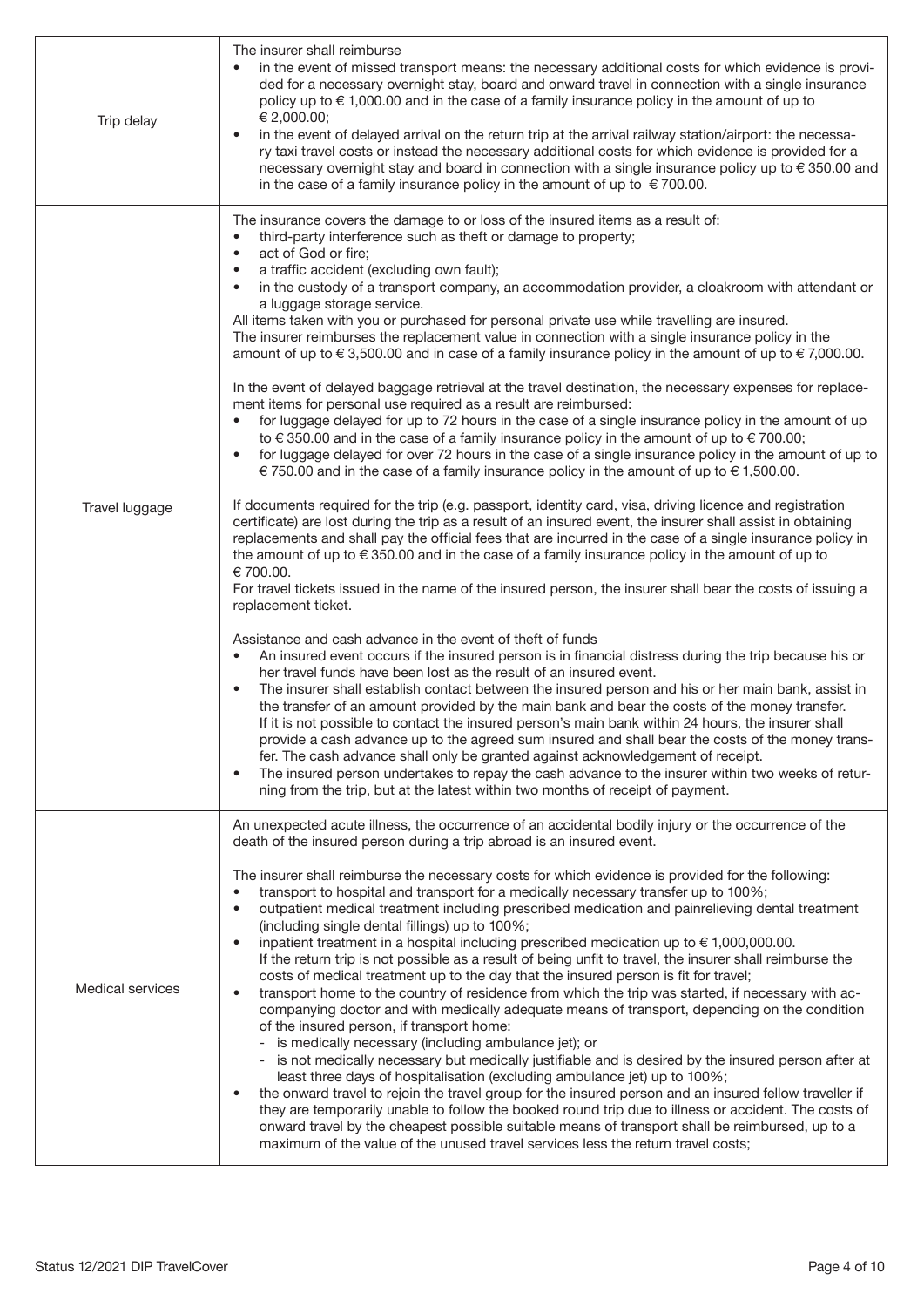| | |
|---|---|
| Trip delay | The insurer shall reimburse<br>• in the event of missed transport means: the necessary additional costs for which evidence is provided for a necessary overnight stay, board and onward travel in connection with a single insurance policy up to € 1,000.00 and in the case of a family insurance policy in the amount of up to € 2,000.00;<br>• in the event of delayed arrival on the return trip at the arrival railway station/airport: the necessary taxi travel costs or instead the necessary additional costs for which evidence is provided for a necessary overnight stay and board in connection with a single insurance policy up to € 350.00 and in the case of a family insurance policy in the amount of up to € 700.00. |
| Travel luggage | The insurance covers the damage to or loss of the insured items as a result of:<br>• third-party interference such as theft or damage to property;<br>• act of God or fire;<br>• a traffic accident (excluding own fault);<br>• in the custody of a transport company, an accommodation provider, a cloakroom with attendant or a luggage storage service.<br>All items taken with you or purchased for personal private use while travelling are insured.<br>The insurer reimburses the replacement value in connection with a single insurance policy in the amount of up to € 3,500.00 and in case of a family insurance policy in the amount of up to € 7,000.00.<br><br>In the event of delayed baggage retrieval at the travel destination, the necessary expenses for replacement items for personal use required as a result are reimbursed:<br>• for luggage delayed for up to 72 hours in the case of a single insurance policy in the amount of up to € 350.00 and in the case of a family insurance policy in the amount of up to € 700.00;<br>• for luggage delayed for over 72 hours in the case of a single insurance policy in the amount of up to € 750.00 and in the case of a family insurance policy in the amount of up to € 1,500.00.<br><br>If documents required for the trip (e.g. passport, identity card, visa, driving licence and registration certificate) are lost during the trip as a result of an insured event, the insurer shall assist in obtaining replacements and shall pay the official fees that are incurred in the case of a single insurance policy in the amount of up to € 350.00 and in the case of a family insurance policy in the amount of up to € 700.00.<br>For travel tickets issued in the name of the insured person, the insurer shall bear the costs of issuing a replacement ticket.<br><br>Assistance and cash advance in the event of theft of funds<br>• An insured event occurs if the insured person is in financial distress during the trip because his or her travel funds have been lost as the result of an insured event.<br>• The insurer shall establish contact between the insured person and his or her main bank, assist in the transfer of an amount provided by the main bank and bear the costs of the money transfer. If it is not possible to contact the insured person's main bank within 24 hours, the insurer shall provide a cash advance up to the agreed sum insured and shall bear the costs of the money transfer. The cash advance shall only be granted against acknowledgement of receipt.<br>• The insured person undertakes to repay the cash advance to the insurer within two weeks of returning from the trip, but at the latest within two months of receipt of payment. |
| Medical services | An unexpected acute illness, the occurrence of an accidental bodily injury or the occurrence of the death of the insured person during a trip abroad is an insured event.<br><br>The insurer shall reimburse the necessary costs for which evidence is provided for the following:<br>• transport to hospital and transport for a medically necessary transfer up to 100%;<br>• outpatient medical treatment including prescribed medication and painrelieving dental treatment (including single dental fillings) up to 100%;<br>• inpatient treatment in a hospital including prescribed medication up to € 1,000,000.00. If the return trip is not possible as a result of being unfit to travel, the insurer shall reimburse the costs of medical treatment up to the day that the insured person is fit for travel;<br>• transport home to the country of residence from which the trip was started, if necessary with accompanying doctor and with medically adequate means of transport, depending on the condition of the insured person, if transport home:<br>  - is medically necessary (including ambulance jet); or<br>  - is not medically necessary but medically justifiable and is desired by the insured person after at least three days of hospitalisation (excluding ambulance jet) up to 100%;<br>• the onward travel to rejoin the travel group for the insured person and an insured fellow traveller if they are temporarily unable to follow the booked round trip due to illness or accident. The costs of onward travel by the cheapest possible suitable means of transport shall be reimbursed, up to a maximum of the value of the unused travel services less the return travel costs; |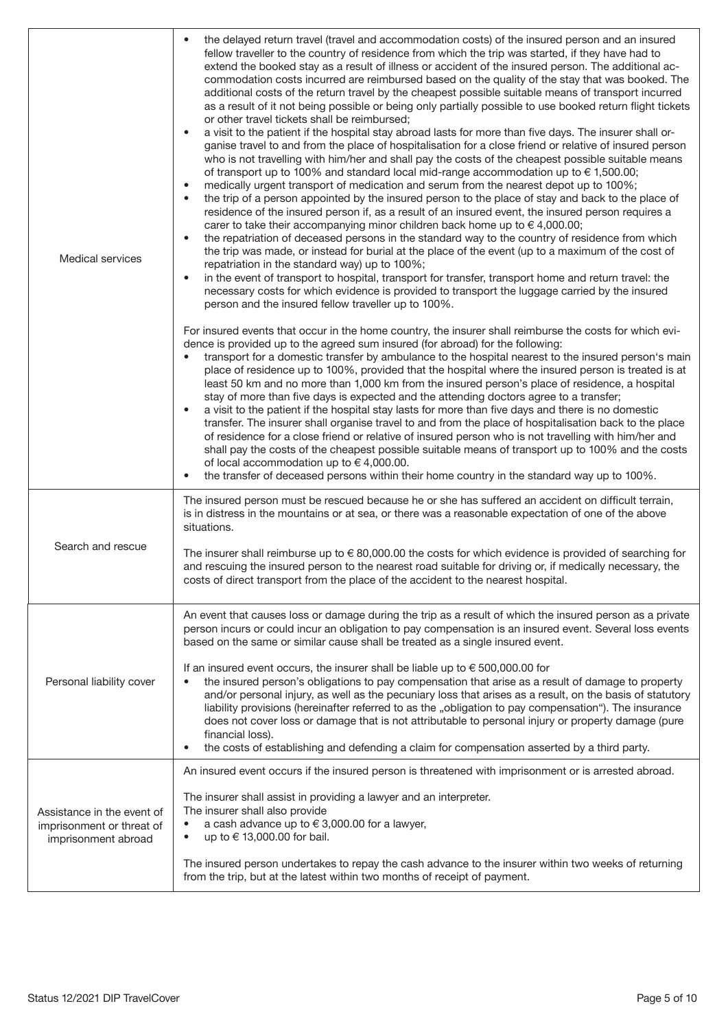| | |
|---|---|
| Medical services | • the delayed return travel (travel and accommodation costs) of the insured person and an insured fellow traveller to the country of residence from which the trip was started, if they have had to extend the booked stay as a result of illness or accident of the insured person. The additional accommodation costs incurred are reimbursed based on the quality of the stay that was booked. The additional costs of the return travel by the cheapest possible suitable means of transport incurred as a result of it not being possible or being only partially possible to use booked return flight tickets or other travel tickets shall be reimbursed;<br>• a visit to the patient if the hospital stay abroad lasts for more than five days. The insurer shall organise travel to and from the place of hospitalisation for a close friend or relative of insured person who is not travelling with him/her and shall pay the costs of the cheapest possible suitable means of transport up to 100% and standard local mid-range accommodation up to € 1,500.00;<br>• medically urgent transport of medication and serum from the nearest depot up to 100%;<br>• the trip of a person appointed by the insured person to the place of stay and back to the place of residence of the insured person if, as a result of an insured event, the insured person requires a carer to take their accompanying minor children back home up to € 4,000.00;<br>• the repatriation of deceased persons in the standard way to the country of residence from which the trip was made, or instead for burial at the place of the event (up to a maximum of the cost of repatriation in the standard way) up to 100%;<br>• in the event of transport to hospital, transport for transfer, transport home and return travel: the necessary costs for which evidence is provided to transport the luggage carried by the insured person and the insured fellow traveller up to 100%.<br><br>For insured events that occur in the home country, the insurer shall reimburse the costs for which evidence is provided up to the agreed sum insured (for abroad) for the following:<br>• transport for a domestic transfer by ambulance to the hospital nearest to the insured person's main place of residence up to 100%, provided that the hospital where the insured person is treated is at least 50 km and no more than 1,000 km from the insured person's place of residence, a hospital stay of more than five days is expected and the attending doctors agree to a transfer;<br>• a visit to the patient if the hospital stay lasts for more than five days and there is no domestic transfer. The insurer shall organise travel to and from the place of hospitalisation back to the place of residence for a close friend or relative of insured person who is not travelling with him/her and shall pay the costs of the cheapest possible suitable means of transport up to 100% and the costs of local accommodation up to € 4,000.00.<br>• the transfer of deceased persons within their home country in the standard way up to 100%. |
| Search and rescue | The insured person must be rescued because he or she has suffered an accident on difficult terrain, is in distress in the mountains or at sea, or there was a reasonable expectation of one of the above situations.<br><br>The insurer shall reimburse up to € 80,000.00 the costs for which evidence is provided of searching for and rescuing the insured person to the nearest road suitable for driving or, if medically necessary, the costs of direct transport from the place of the accident to the nearest hospital. |
| Personal liability cover | An event that causes loss or damage during the trip as a result of which the insured person as a private person incurs or could incur an obligation to pay compensation is an insured event. Several loss events based on the same or similar cause shall be treated as a single insured event.<br><br>If an insured event occurs, the insurer shall be liable up to € 500,000.00 for<br>• the insured person's obligations to pay compensation that arise as a result of damage to property and/or personal injury, as well as the pecuniary loss that arises as a result, on the basis of statutory liability provisions (hereinafter referred to as the „obligation to pay compensation"). The insurance does not cover loss or damage that is not attributable to personal injury or property damage (pure financial loss).<br>• the costs of establishing and defending a claim for compensation asserted by a third party. |
| Assistance in the event of imprisonment or threat of imprisonment abroad | An insured event occurs if the insured person is threatened with imprisonment or is arrested abroad.<br><br>The insurer shall assist in providing a lawyer and an interpreter.<br>The insurer shall also provide<br>• a cash advance up to € 3,000.00 for a lawyer,<br>• up to € 13,000.00 for bail.<br><br>The insured person undertakes to repay the cash advance to the insurer within two weeks of returning from the trip, but at the latest within two months of receipt of payment. |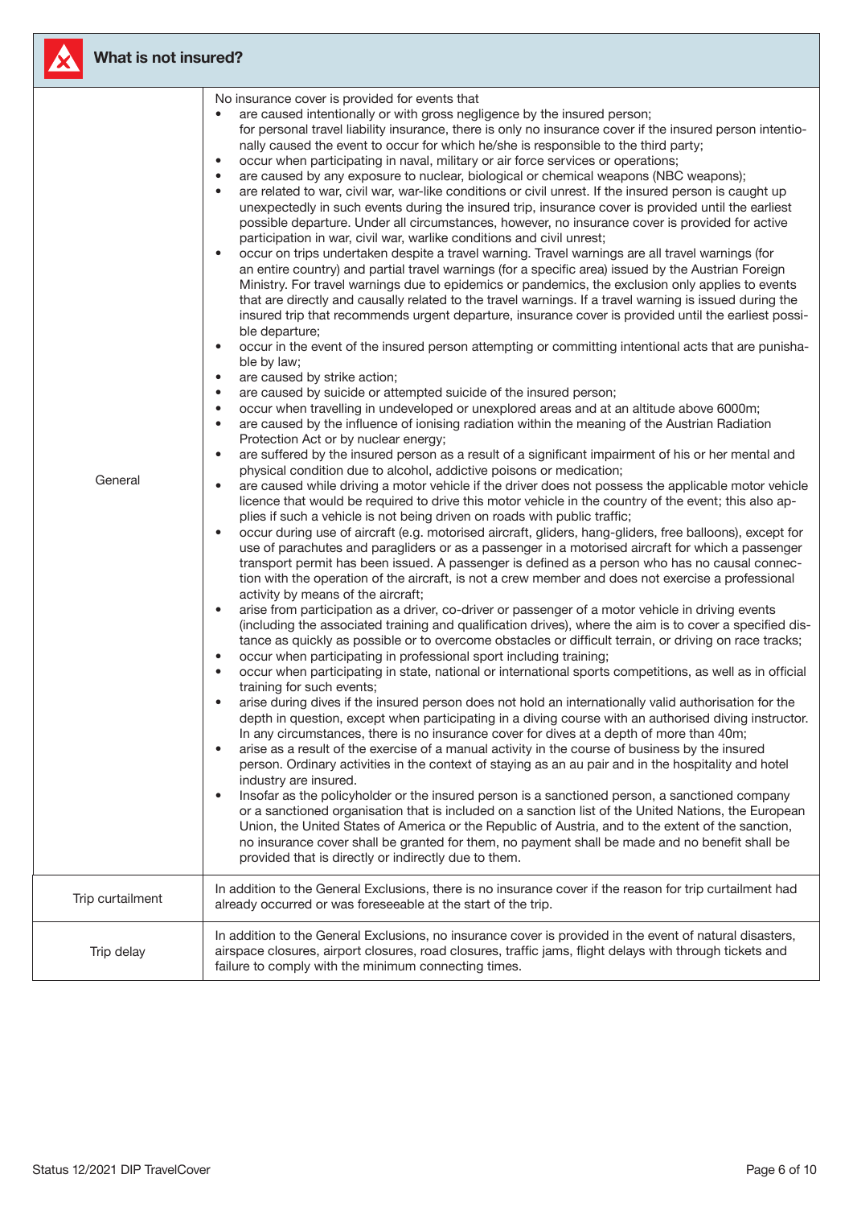## What is not insured?

| | |
|---|---|
| General | No insurance cover is provided for events that<br>• are caused intentionally or with gross negligence by the insured person; for personal travel liability insurance, there is only no insurance cover if the insured person intentionally caused the event to occur for which he/she is responsible to the third party;<br>• occur when participating in naval, military or air force services or operations;<br>• are caused by any exposure to nuclear, biological or chemical weapons (NBC weapons);<br>• are related to war, civil war, war-like conditions or civil unrest. If the insured person is caught up unexpectedly in such events during the insured trip, insurance cover is provided until the earliest possible departure. Under all circumstances, however, no insurance cover is provided for active participation in war, civil war, warlike conditions and civil unrest;<br>• occur on trips undertaken despite a travel warning. Travel warnings are all travel warnings (for an entire country) and partial travel warnings (for a specific area) issued by the Austrian Foreign Ministry. For travel warnings due to epidemics or pandemics, the exclusion only applies to events that are directly and causally related to the travel warnings. If a travel warning is issued during the insured trip that recommends urgent departure, insurance cover is provided until the earliest possible departure;<br>• occur in the event of the insured person attempting or committing intentional acts that are punishable by law;<br>• are caused by strike action;<br>• are caused by suicide or attempted suicide of the insured person;<br>• occur when travelling in undeveloped or unexplored areas and at an altitude above 6000m;<br>• are caused by the influence of ionising radiation within the meaning of the Austrian Radiation Protection Act or by nuclear energy;<br>• are suffered by the insured person as a result of a significant impairment of his or her mental and physical condition due to alcohol, addictive poisons or medication;<br>• are caused while driving a motor vehicle if the driver does not possess the applicable motor vehicle licence that would be required to drive this motor vehicle in the country of the event; this also applies if such a vehicle is not being driven on roads with public traffic;<br>• occur during use of aircraft (e.g. motorised aircraft, gliders, hang-gliders, free balloons), except for use of parachutes and paragliders or as a passenger in a motorised aircraft for which a passenger transport permit has been issued. A passenger is defined as a person who has no causal connection with the operation of the aircraft, is not a crew member and does not exercise a professional activity by means of the aircraft;<br>• arise from participation as a driver, co-driver or passenger of a motor vehicle in driving events (including the associated training and qualification drives), where the aim is to cover a specified distance as quickly as possible or to overcome obstacles or difficult terrain, or driving on race tracks;<br>• occur when participating in professional sport including training;<br>• occur when participating in state, national or international sports competitions, as well as in official training for such events;<br>• arise during dives if the insured person does not hold an internationally valid authorisation for the depth in question, except when participating in a diving course with an authorised diving instructor. In any circumstances, there is no insurance cover for dives at a depth of more than 40m;<br>• arise as a result of the exercise of a manual activity in the course of business by the insured person. Ordinary activities in the context of staying as an au pair and in the hospitality and hotel industry are insured.<br>• Insofar as the policyholder or the insured person is a sanctioned person, a sanctioned company or a sanctioned organisation that is included on a sanction list of the United Nations, the European Union, the United States of America or the Republic of Austria, and to the extent of the sanction, no insurance cover shall be granted for them, no payment shall be made and no benefit shall be provided that is directly or indirectly due to them. |
| Trip curtailment | In addition to the General Exclusions, there is no insurance cover if the reason for trip curtailment had already occurred or was foreseeable at the start of the trip. |
| Trip delay | In addition to the General Exclusions, no insurance cover is provided in the event of natural disasters, airspace closures, airport closures, road closures, traffic jams, flight delays with through tickets and failure to comply with the minimum connecting times. |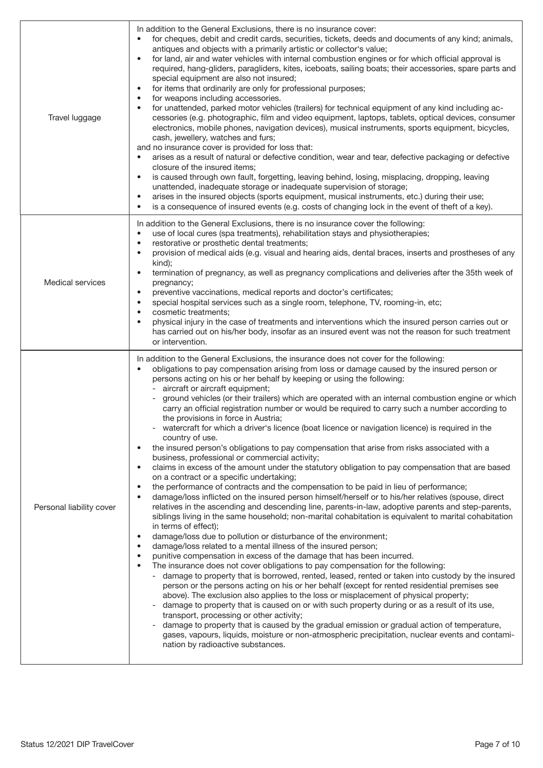| | |
|---|---|
| Travel luggage | In addition to the General Exclusions, there is no insurance cover:<br>• for cheques, debit and credit cards, securities, tickets, deeds and documents of any kind; animals, antiques and objects with a primarily artistic or collector's value;<br>• for land, air and water vehicles with internal combustion engines or for which official approval is required, hang-gliders, paragliders, kites, iceboats, sailing boats; their accessories, spare parts and special equipment are also not insured;<br>• for items that ordinarily are only for professional purposes;<br>• for weapons including accessories.<br>• for unattended, parked motor vehicles (trailers) for technical equipment of any kind including accessories (e.g. photographic, film and video equipment, laptops, tablets, optical devices, consumer electronics, mobile phones, navigation devices), musical instruments, sports equipment, bicycles, cash, jewellery, watches and furs;<br>and no insurance cover is provided for loss that:<br>• arises as a result of natural or defective condition, wear and tear, defective packaging or defective closure of the insured items;<br>• is caused through own fault, forgetting, leaving behind, losing, misplacing, dropping, leaving unattended, inadequate storage or inadequate supervision of storage;<br>• arises in the insured objects (sports equipment, musical instruments, etc.) during their use;<br>• is a consequence of insured events (e.g. costs of changing lock in the event of theft of a key). |
| Medical services | In addition to the General Exclusions, there is no insurance cover the following:<br>• use of local cures (spa treatments), rehabilitation stays and physiotherapies;<br>• restorative or prosthetic dental treatments;<br>• provision of medical aids (e.g. visual and hearing aids, dental braces, inserts and prostheses of any kind);<br>• termination of pregnancy, as well as pregnancy complications and deliveries after the 35th week of pregnancy;<br>• preventive vaccinations, medical reports and doctor's certificates;<br>• special hospital services such as a single room, telephone, TV, rooming-in, etc;<br>• cosmetic treatments;<br>• physical injury in the case of treatments and interventions which the insured person carries out or has carried out on his/her body, insofar as an insured event was not the reason for such treatment or intervention. |
| Personal liability cover | In addition to the General Exclusions, the insurance does not cover for the following:<br>• obligations to pay compensation arising from loss or damage caused by the insured person or persons acting on his or her behalf by keeping or using the following:<br>  - aircraft or aircraft equipment;<br>  - ground vehicles (or their trailers) which are operated with an internal combustion engine or which carry an official registration number or would be required to carry such a number according to the provisions in force in Austria;<br>  - watercraft for which a driver's licence (boat licence or navigation licence) is required in the country of use.<br>• the insured person's obligations to pay compensation that arise from risks associated with a business, professional or commercial activity;<br>• claims in excess of the amount under the statutory obligation to pay compensation that are based on a contract or a specific undertaking;<br>• the performance of contracts and the compensation to be paid in lieu of performance;<br>• damage/loss inflicted on the insured person himself/herself or to his/her relatives (spouse, direct relatives in the ascending and descending line, parents-in-law, adoptive parents and step-parents, siblings living in the same household; non-marital cohabitation is equivalent to marital cohabitation in terms of effect);<br>• damage/loss due to pollution or disturbance of the environment;<br>• damage/loss related to a mental illness of the insured person;<br>• punitive compensation in excess of the damage that has been incurred.<br>• The insurance does not cover obligations to pay compensation for the following:<br>  - damage to property that is borrowed, rented, leased, rented or taken into custody by the insured person or the persons acting on his or her behalf (except for rented residential premises see above). The exclusion also applies to the loss or misplacement of physical property;<br>  - damage to property that is caused on or with such property during or as a result of its use, transport, processing or other activity;<br>  - damage to property that is caused by the gradual emission or gradual action of temperature, gases, vapours, liquids, moisture or non-atmospheric precipitation, nuclear events and contamination by radioactive substances. |

Status 12/2021 DIP TravelCover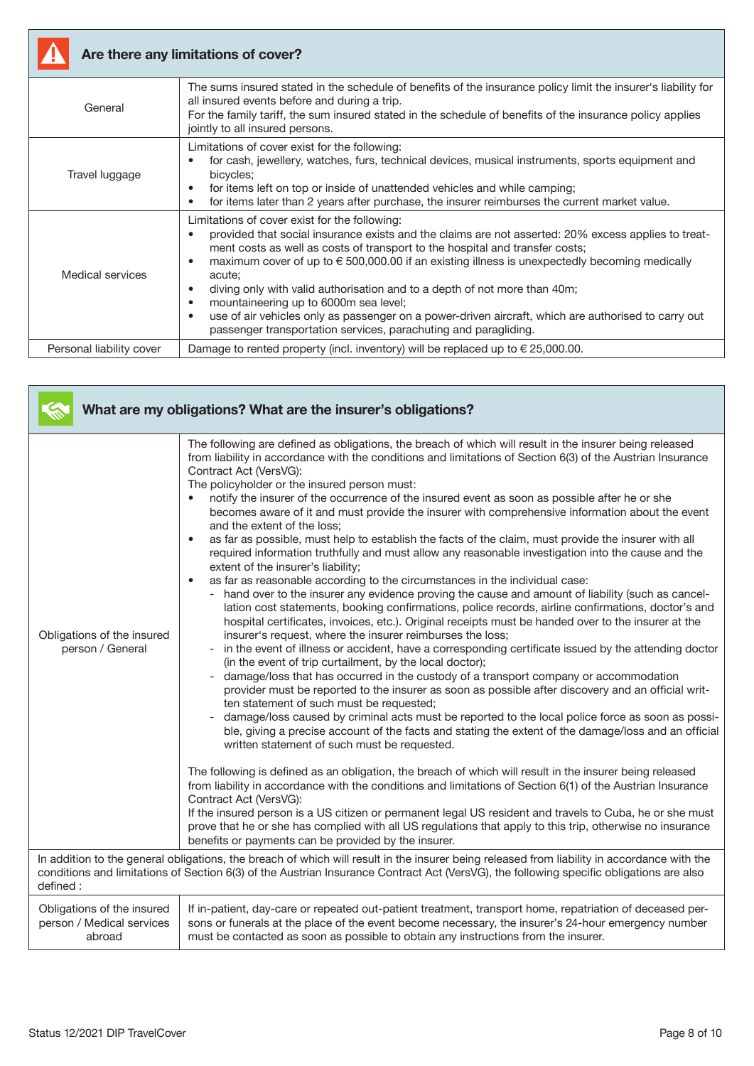## Are there any limitations of cover?

| | |
|---|---|
| General | The sums insured stated in the schedule of benefits of the insurance policy limit the insurer's liability for all insured events before and during a trip.<br>For the family tariff, the sum insured stated in the schedule of benefits of the insurance policy applies jointly to all insured persons. |
| Travel luggage | Limitations of cover exist for the following:<br>• for cash, jewellery, watches, furs, technical devices, musical instruments, sports equipment and bicycles;<br>• for items left on top or inside of unattended vehicles and while camping;<br>• for items later than 2 years after purchase, the insurer reimburses the current market value. |
| Medical services | Limitations of cover exist for the following:<br>• provided that social insurance exists and the claims are not asserted: 20% excess applies to treatment costs as well as costs of transport to the hospital and transfer costs;<br>• maximum cover of up to € 500,000.00 if an existing illness is unexpectedly becoming medically acute;<br>• diving only with valid authorisation and to a depth of not more than 40m;<br>• mountaineering up to 6000m sea level;<br>• use of air vehicles only as passenger on a power-driven aircraft, which are authorised to carry out passenger transportation services, parachuting and paragliding. |
| Personal liability cover | Damage to rented property (incl. inventory) will be replaced up to € 25,000.00. |

## What are my obligations? What are the insurer's obligations?

| | |
|---|---|
| Obligations of the insured person / General | The following are defined as obligations, the breach of which will result in the insurer being released from liability in accordance with the conditions and limitations of Section 6(3) of the Austrian Insurance Contract Act (VersVG):<br>The policyholder or the insured person must:<br>• notify the insurer of the occurrence of the insured event as soon as possible after he or she becomes aware of it and must provide the insurer with comprehensive information about the event and the extent of the loss;<br>• as far as possible, must help to establish the facts of the claim, must provide the insurer with all required information truthfully and must allow any reasonable investigation into the cause and the extent of the insurer's liability;<br>• as far as reasonable according to the circumstances in the individual case:<br>- hand over to the insurer any evidence proving the cause and amount of liability (such as cancellation cost statements, booking confirmations, police records, airline confirmations, doctor's and hospital certificates, invoices, etc.). Original receipts must be handed over to the insurer at the insurer's request, where the insurer reimburses the loss;<br>- in the event of illness or accident, have a corresponding certificate issued by the attending doctor (in the event of trip curtailment, by the local doctor);<br>- damage/loss that has occurred in the custody of a transport company or accommodation provider must be reported to the insurer as soon as possible after discovery and an official written statement of such must be requested;<br>- damage/loss caused by criminal acts must be reported to the local police force as soon as possible, giving a precise account of the facts and stating the extent of the damage/loss and an official written statement of such must be requested.<br><br>The following is defined as an obligation, the breach of which will result in the insurer being released from liability in accordance with the conditions and limitations of Section 6(1) of the Austrian Insurance Contract Act (VersVG):<br>If the insured person is a US citizen or permanent legal US resident and travels to Cuba, he or she must prove that he or she has complied with all US regulations that apply to this trip, otherwise no insurance benefits or payments can be provided by the insurer. |
| In addition to the general obligations, the breach of which will result in the insurer being released from liability in accordance with the conditions and limitations of Section 6(3) of the Austrian Insurance Contract Act (VersVG), the following specific obligations are also defined : | |
| Obligations of the insured person / Medical services abroad | If in-patient, day-care or repeated out-patient treatment, transport home, repatriation of deceased persons or funerals at the place of the event become necessary, the insurer's 24-hour emergency number must be contacted as soon as possible to obtain any instructions from the insurer. |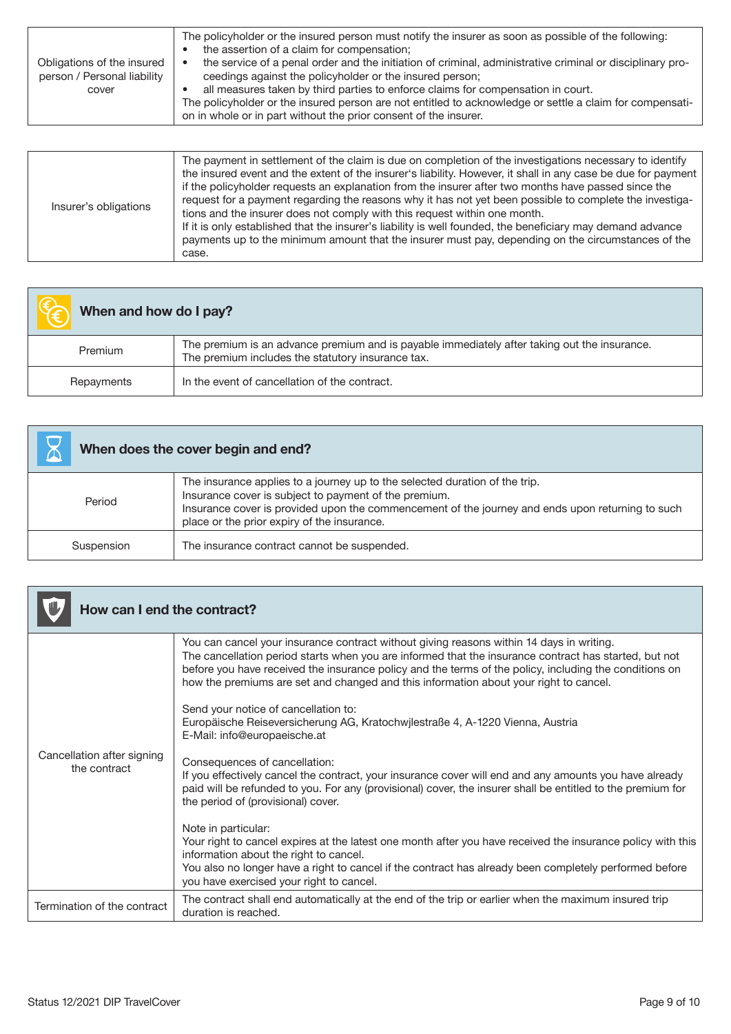| | |
|---|---|
| Obligations of the insured person / Personal liability cover | The policyholder or the insured person must notify the insurer as soon as possible of the following:<br>• the assertion of a claim for compensation;<br>• the service of a penal order and the initiation of criminal, administrative criminal or disciplinary proceedings against the policyholder or the insured person;<br>• all measures taken by third parties to enforce claims for compensation in court.<br>The policyholder or the insured person are not entitled to acknowledge or settle a claim for compensation in whole or in part without the prior consent of the insurer. |

| | |
|---|---|
| Insurer's obligations | The payment in settlement of the claim is due on completion of the investigations necessary to identify the insured event and the extent of the insurer's liability. However, it shall in any case be due for payment if the policyholder requests an explanation from the insurer after two months have passed since the request for a payment regarding the reasons why it has not yet been possible to complete the investigations and the insurer does not comply with this request within one month.<br>If it is only established that the insurer's liability is well founded, the beneficiary may demand advance payments up to the minimum amount that the insurer must pay, depending on the circumstances of the case. |

## When and how do I pay?

| | |
|---|---|
| Premium | The premium is an advance premium and is payable immediately after taking out the insurance.<br>The premium includes the statutory insurance tax. |
| Repayments | In the event of cancellation of the contract. |

## When does the cover begin and end?

| | |
|---|---|
| Period | The insurance applies to a journey up to the selected duration of the trip.<br>Insurance cover is subject to payment of the premium.<br>Insurance cover is provided upon the commencement of the journey and ends upon returning to such place or the prior expiry of the insurance. |
| Suspension | The insurance contract cannot be suspended. |

## How can I end the contract?

| | |
|---|---|
| Cancellation after signing the contract | You can cancel your insurance contract without giving reasons within 14 days in writing.<br>The cancellation period starts when you are informed that the insurance contract has started, but not before you have received the insurance policy and the terms of the policy, including the conditions on how the premiums are set and changed and this information about your right to cancel.<br><br>Send your notice of cancellation to:<br>Europäische Reiseversicherung AG, Kratochwjlestraße 4, A-1220 Vienna, Austria<br>E-Mail: info@europaeische.at<br><br>Consequences of cancellation:<br>If you effectively cancel the contract, your insurance cover will end and any amounts you have already paid will be refunded to you. For any (provisional) cover, the insurer shall be entitled to the premium for the period of (provisional) cover.<br><br>Note in particular:<br>Your right to cancel expires at the latest one month after you have received the insurance policy with this information about the right to cancel.<br>You also no longer have a right to cancel if the contract has already been completely performed before you have exercised your right to cancel. |
| Termination of the contract | The contract shall end automatically at the end of the trip or earlier when the maximum insured trip duration is reached. |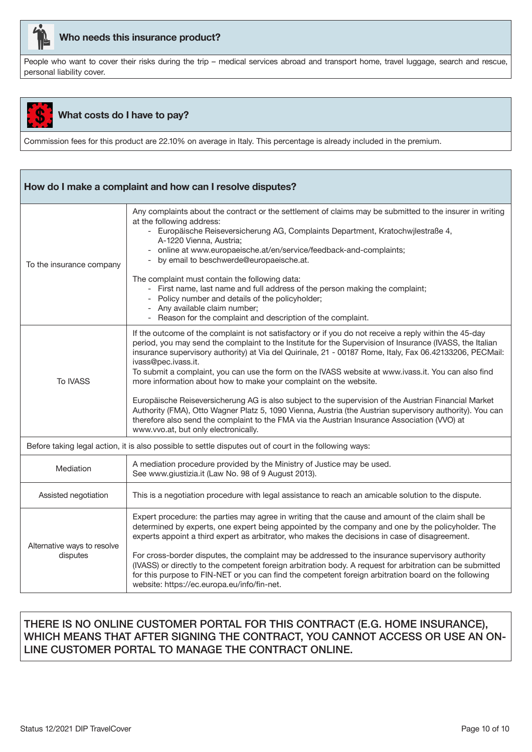## Who needs this insurance product?

People who want to cover their risks during the trip – medical services abroad and transport home, travel luggage, search and rescue, personal liability cover.

## What costs do I have to pay?

Commission fees for this product are 22.10% on average in Italy. This percentage is already included in the premium.

## How do I make a complaint and how can I resolve disputes?

| | |
|---|---|
| To the insurance company | Any complaints about the contract or the settlement of claims may be submitted to the insurer in writing at the following address:<br>- Europäische Reiseversicherung AG, Complaints Department, Kratochwjlestraße 4, A-1220 Vienna, Austria;<br>- online at www.europaeische.at/en/service/feedback-and-complaints;<br>- by email to beschwerde@europaeische.at.<br><br>The complaint must contain the following data:<br>- First name, last name and full address of the person making the complaint;<br>- Policy number and details of the policyholder;<br>- Any available claim number;<br>- Reason for the complaint and description of the complaint. |
| To IVASS | If the outcome of the complaint is not satisfactory or if you do not receive a reply within the 45-day period, you may send the complaint to the Institute for the Supervision of Insurance (IVASS, the Italian insurance supervisory authority) at Via del Quirinale, 21 - 00187 Rome, Italy, Fax 06.42133206, PECMail: ivass@pec.ivass.it.<br>To submit a complaint, you can use the form on the IVASS website at www.ivass.it. You can also find more information about how to make your complaint on the website.<br><br>Europäische Reiseversicherung AG is also subject to the supervision of the Austrian Financial Market Authority (FMA), Otto Wagner Platz 5, 1090 Vienna, Austria (the Austrian supervisory authority). You can therefore also send the complaint to the FMA via the Austrian Insurance Association (VVO) at www.vvo.at, but only electronically. |
| Before taking legal action, it is also possible to settle disputes out of court in the following ways: | |
| Mediation | A mediation procedure provided by the Ministry of Justice may be used.<br>See www.giustizia.it (Law No. 98 of 9 August 2013). |
| Assisted negotiation | This is a negotiation procedure with legal assistance to reach an amicable solution to the dispute. |
| Alternative ways to resolve disputes | Expert procedure: the parties may agree in writing that the cause and amount of the claim shall be determined by experts, one expert being appointed by the company and one by the policyholder. The experts appoint a third expert as arbitrator, who makes the decisions in case of disagreement.<br><br>For cross-border disputes, the complaint may be addressed to the insurance supervisory authority (IVASS) or directly to the competent foreign arbitration body. A request for arbitration can be submitted for this purpose to FIN-NET or you can find the competent foreign arbitration board on the following website: https://ec.europa.eu/info/fin-net. |

THERE IS NO ONLINE CUSTOMER PORTAL FOR THIS CONTRACT (E.G. HOME INSURANCE), WHICH MEANS THAT AFTER SIGNING THE CONTRACT, YOU CANNOT ACCESS OR USE AN ON-LINE CUSTOMER PORTAL TO MANAGE THE CONTRACT ONLINE.